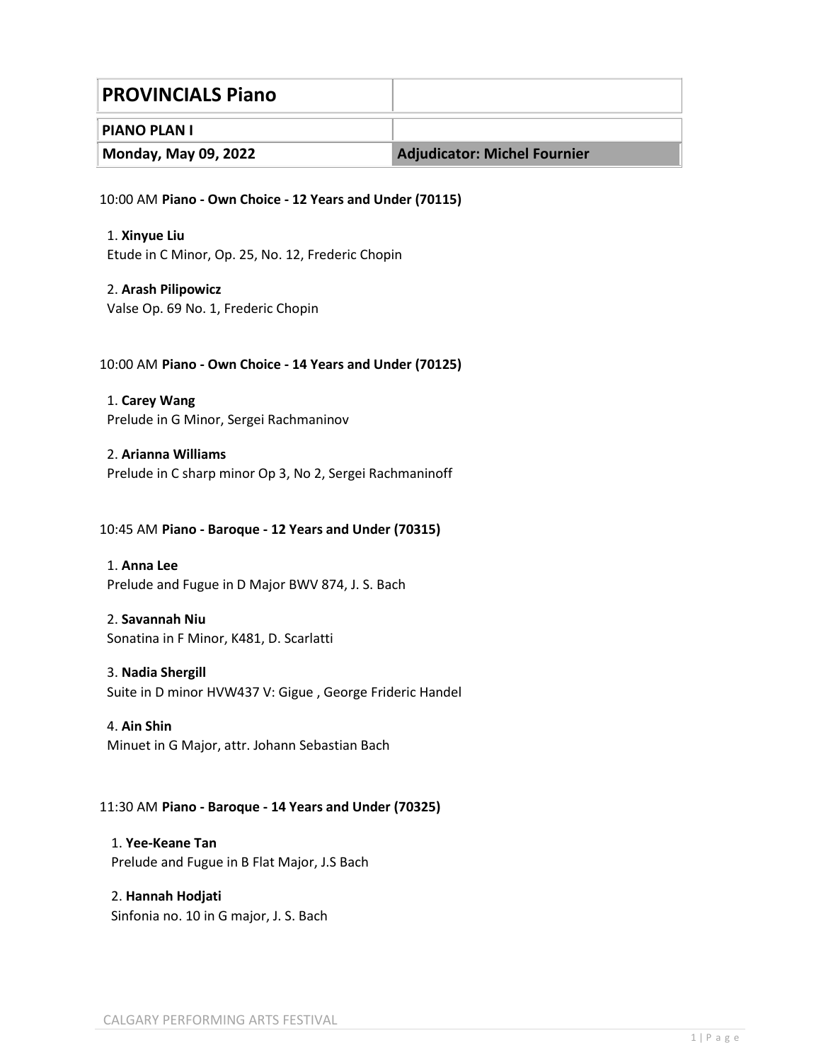| PROVINCIALS Piano | |
|---|---|
| **PIANO PLAN I** | |
| **Monday, May 09, 2022** | **Adjudicator: Michel Fournier** |

10:00 AM **Piano - Own Choice - 12 Years and Under (70115)**

1. **Xinyue Liu**
Etude in C Minor, Op. 25, No. 12, Frederic Chopin

2. **Arash Pilipowicz**
Valse Op. 69 No. 1, Frederic Chopin

10:00 AM **Piano - Own Choice - 14 Years and Under (70125)**

1. **Carey Wang**
Prelude in G Minor, Sergei Rachmaninov

2. **Arianna Williams**
Prelude in C sharp minor Op 3, No 2, Sergei Rachmaninoff

10:45 AM **Piano - Baroque - 12 Years and Under (70315)**

1. **Anna Lee**
Prelude and Fugue in D Major BWV 874, J. S. Bach

2. **Savannah Niu**
Sonatina in F Minor, K481, D. Scarlatti

3. **Nadia Shergill**
Suite in D minor HVW437 V: Gigue , George Frideric Handel

4. **Ain Shin**
Minuet in G Major, attr. Johann Sebastian Bach

11:30 AM **Piano - Baroque - 14 Years and Under (70325)**

1. **Yee-Keane Tan**
Prelude and Fugue in B Flat Major, J.S Bach

2. **Hannah Hodjati**
Sinfonia no. 10 in G major, J. S. Bach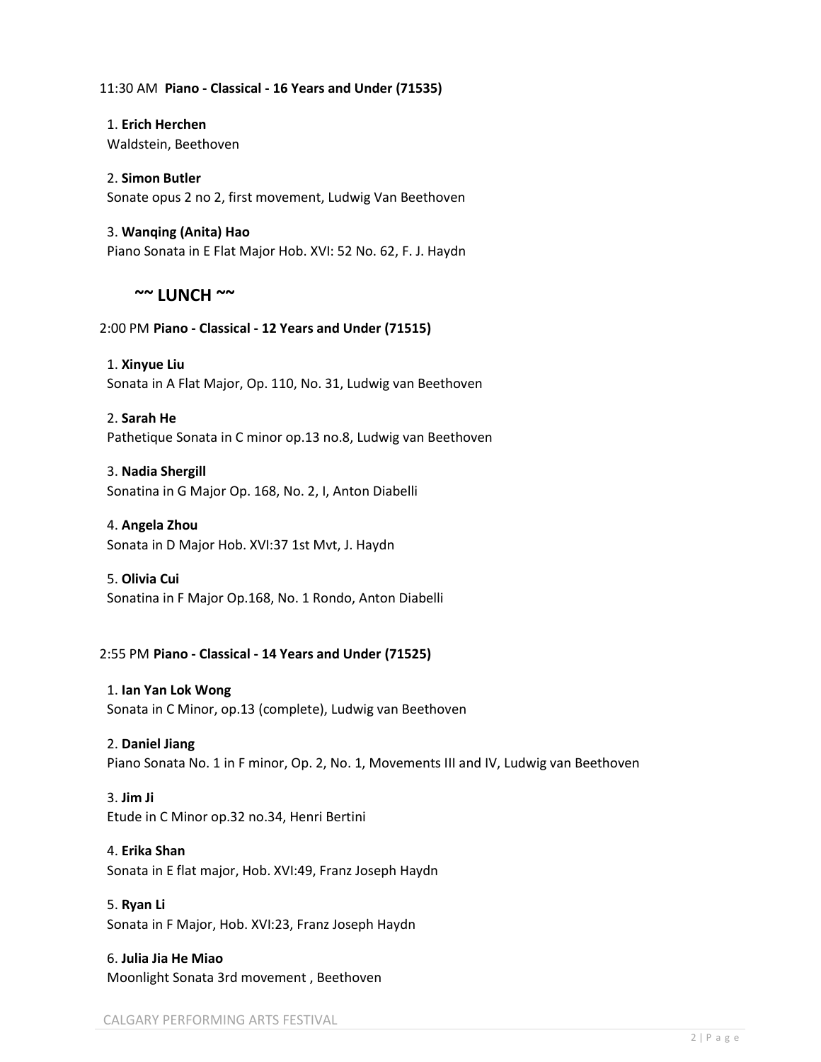11:30 AM **Piano - Classical - 16 Years and Under (71535)**

1. **Erich Herchen**
Waldstein, Beethoven

2. **Simon Butler**
Sonate opus 2 no 2, first movement, Ludwig Van Beethoven

3. **Wanqing (Anita) Hao**
Piano Sonata in E Flat Major Hob. XVI: 52 No. 62, F. J. Haydn

## ~~ LUNCH ~~

2:00 PM **Piano - Classical - 12 Years and Under (71515)**

1. **Xinyue Liu**
Sonata in A Flat Major, Op. 110, No. 31, Ludwig van Beethoven

2. **Sarah He**
Pathetique Sonata in C minor op.13 no.8, Ludwig van Beethoven

3. **Nadia Shergill**
Sonatina in G Major Op. 168, No. 2, I, Anton Diabelli

4. **Angela Zhou**
Sonata in D Major Hob. XVI:37 1st Mvt, J. Haydn

5. **Olivia Cui**
Sonatina in F Major Op.168, No. 1 Rondo, Anton Diabelli

2:55 PM **Piano - Classical - 14 Years and Under (71525)**

1. **Ian Yan Lok Wong**
Sonata in C Minor, op.13 (complete), Ludwig van Beethoven

2. **Daniel Jiang**
Piano Sonata No. 1 in F minor, Op. 2, No. 1, Movements III and IV, Ludwig van Beethoven

3. **Jim Ji**
Etude in C Minor op.32 no.34, Henri Bertini

4. **Erika Shan**
Sonata in E flat major, Hob. XVI:49, Franz Joseph Haydn

5. **Ryan Li**
Sonata in F Major, Hob. XVI:23, Franz Joseph Haydn

6. **Julia Jia He Miao**
Moonlight Sonata 3rd movement , Beethoven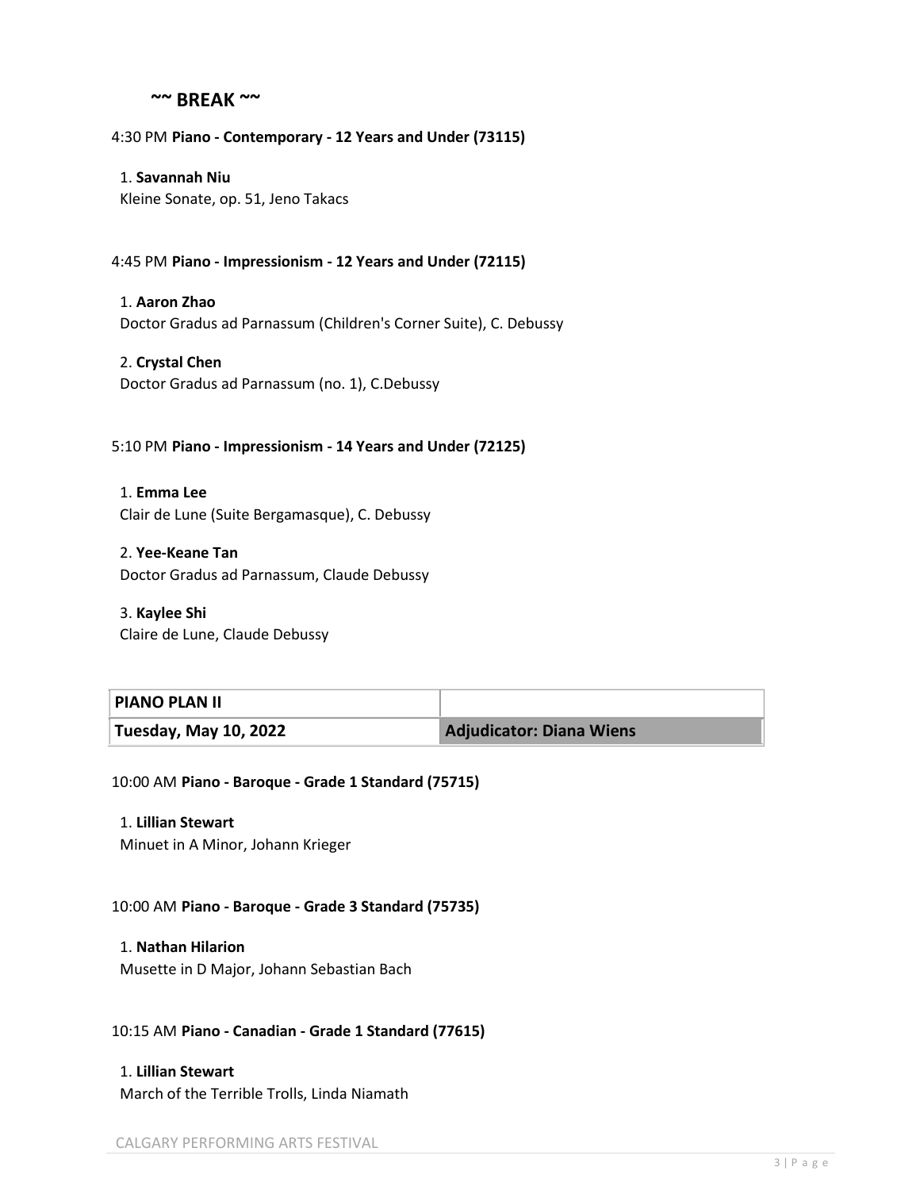**~~ BREAK ~~**

4:30 PM **Piano - Contemporary - 12 Years and Under (73115)**

1. **Savannah Niu**
Kleine Sonate, op. 51, Jeno Takacs

4:45 PM **Piano - Impressionism - 12 Years and Under (72115)**

1. **Aaron Zhao**
Doctor Gradus ad Parnassum (Children's Corner Suite), C. Debussy

2. **Crystal Chen**
Doctor Gradus ad Parnassum (no. 1), C.Debussy

5:10 PM **Piano - Impressionism - 14 Years and Under (72125)**

1. **Emma Lee**
Clair de Lune (Suite Bergamasque), C. Debussy

2. **Yee-Keane Tan**
Doctor Gradus ad Parnassum, Claude Debussy

3. **Kaylee Shi**
Claire de Lune, Claude Debussy

| **PIANO PLAN II** | |
|---|---|
| **Tuesday, May 10, 2022** | **Adjudicator: Diana Wiens** |

10:00 AM **Piano - Baroque - Grade 1 Standard (75715)**

1. **Lillian Stewart**
Minuet in A Minor, Johann Krieger

10:00 AM **Piano - Baroque - Grade 3 Standard (75735)**

1. **Nathan Hilarion**
Musette in D Major, Johann Sebastian Bach

10:15 AM **Piano - Canadian - Grade 1 Standard (77615)**

1. **Lillian Stewart**
March of the Terrible Trolls, Linda Niamath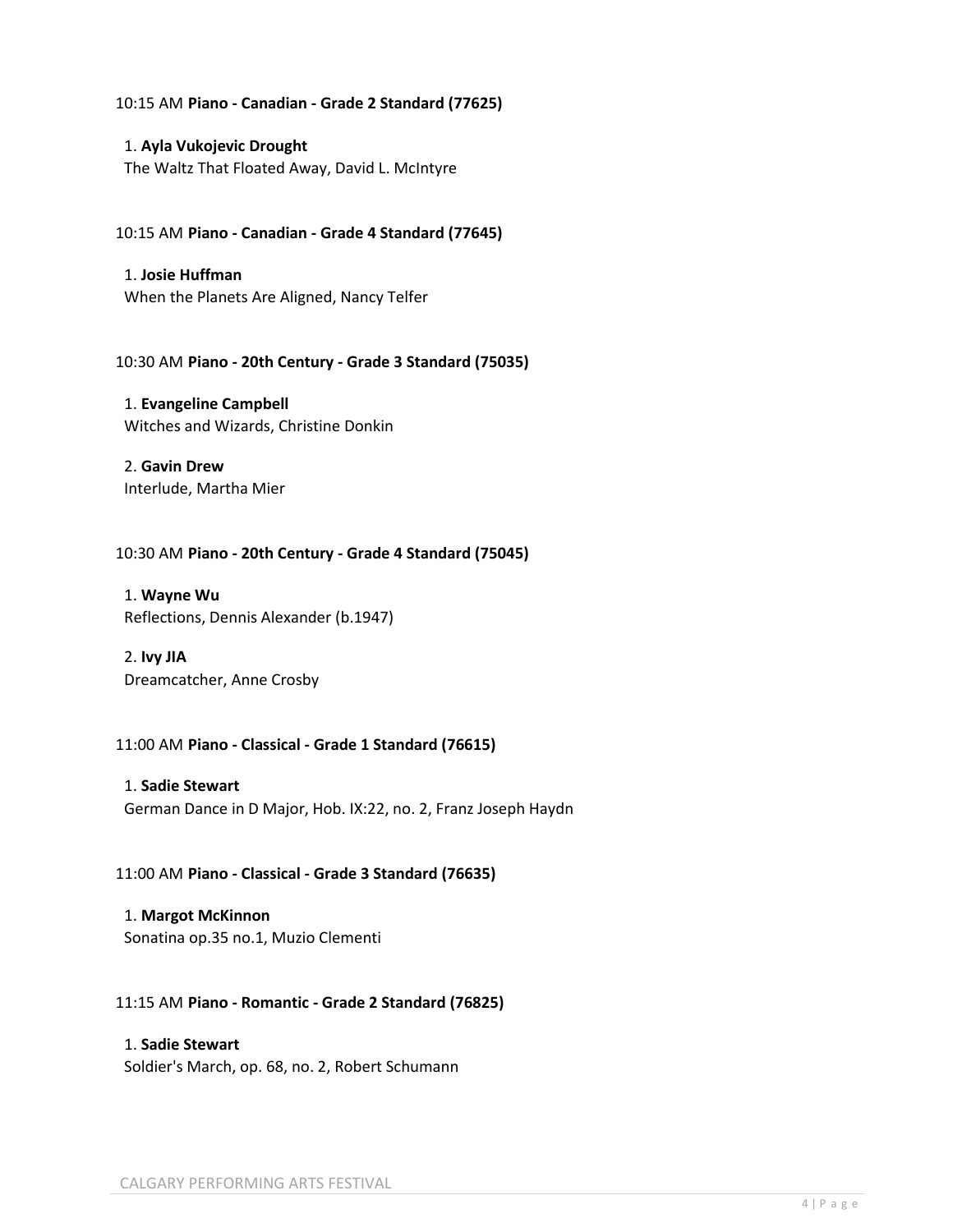10:15 AM **Piano - Canadian - Grade 2 Standard (77625)**

1. **Ayla Vukojevic Drought**
The Waltz That Floated Away, David L. McIntyre

10:15 AM **Piano - Canadian - Grade 4 Standard (77645)**

1. **Josie Huffman**
When the Planets Are Aligned, Nancy Telfer

10:30 AM **Piano - 20th Century - Grade 3 Standard (75035)**

1. **Evangeline Campbell**
Witches and Wizards, Christine Donkin

2. **Gavin Drew**
Interlude, Martha Mier

10:30 AM **Piano - 20th Century - Grade 4 Standard (75045)**

1. **Wayne Wu**
Reflections, Dennis Alexander (b.1947)

2. **Ivy JIA**
Dreamcatcher, Anne Crosby

11:00 AM **Piano - Classical - Grade 1 Standard (76615)**

1. **Sadie Stewart**
German Dance in D Major, Hob. IX:22, no. 2, Franz Joseph Haydn

11:00 AM **Piano - Classical - Grade 3 Standard (76635)**

1. **Margot McKinnon**
Sonatina op.35 no.1, Muzio Clementi

11:15 AM **Piano - Romantic - Grade 2 Standard (76825)**

1. **Sadie Stewart**
Soldier's March, op. 68, no. 2, Robert Schumann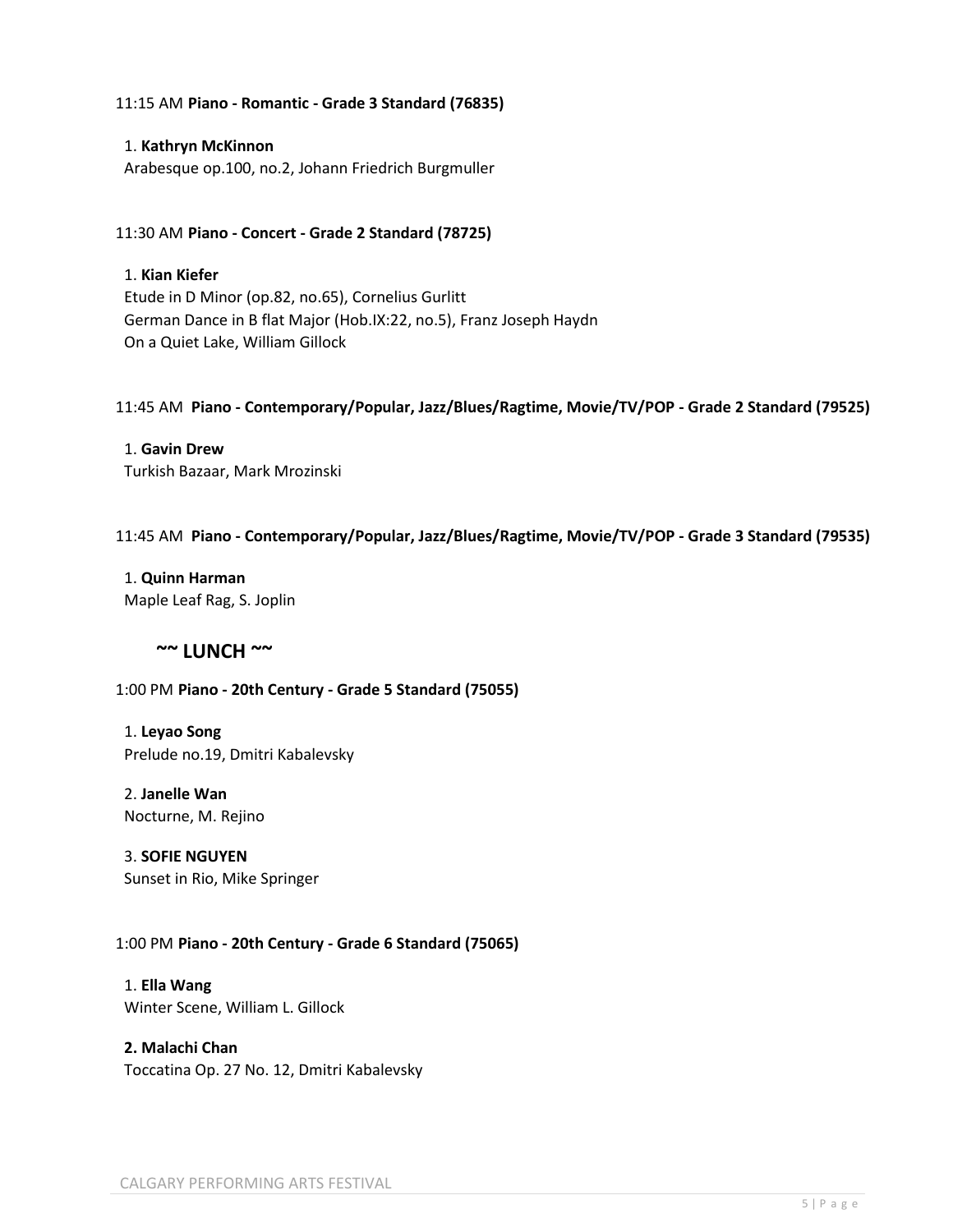11:15 AM **Piano - Romantic - Grade 3 Standard (76835)**

1. **Kathryn McKinnon**
Arabesque op.100, no.2, Johann Friedrich Burgmuller

11:30 AM **Piano - Concert - Grade 2 Standard (78725)**

1. **Kian Kiefer**
Etude in D Minor (op.82, no.65), Cornelius Gurlitt
German Dance in B flat Major (Hob.IX:22, no.5), Franz Joseph Haydn
On a Quiet Lake, William Gillock

11:45 AM **Piano - Contemporary/Popular, Jazz/Blues/Ragtime, Movie/TV/POP - Grade 2 Standard (79525)**

1. **Gavin Drew**
Turkish Bazaar, Mark Mrozinski

11:45 AM **Piano - Contemporary/Popular, Jazz/Blues/Ragtime, Movie/TV/POP - Grade 3 Standard (79535)**

1. **Quinn Harman**
Maple Leaf Rag, S. Joplin

## ~~ LUNCH ~~

1:00 PM **Piano - 20th Century - Grade 5 Standard (75055)**

1. **Leyao Song**
Prelude no.19, Dmitri Kabalevsky

2. **Janelle Wan**
Nocturne, M. Rejino

3. **SOFIE NGUYEN**
Sunset in Rio, Mike Springer

1:00 PM **Piano - 20th Century - Grade 6 Standard (75065)**

1. **Ella Wang**
Winter Scene, William L. Gillock

**2. Malachi Chan**
Toccatina Op. 27 No. 12, Dmitri Kabalevsky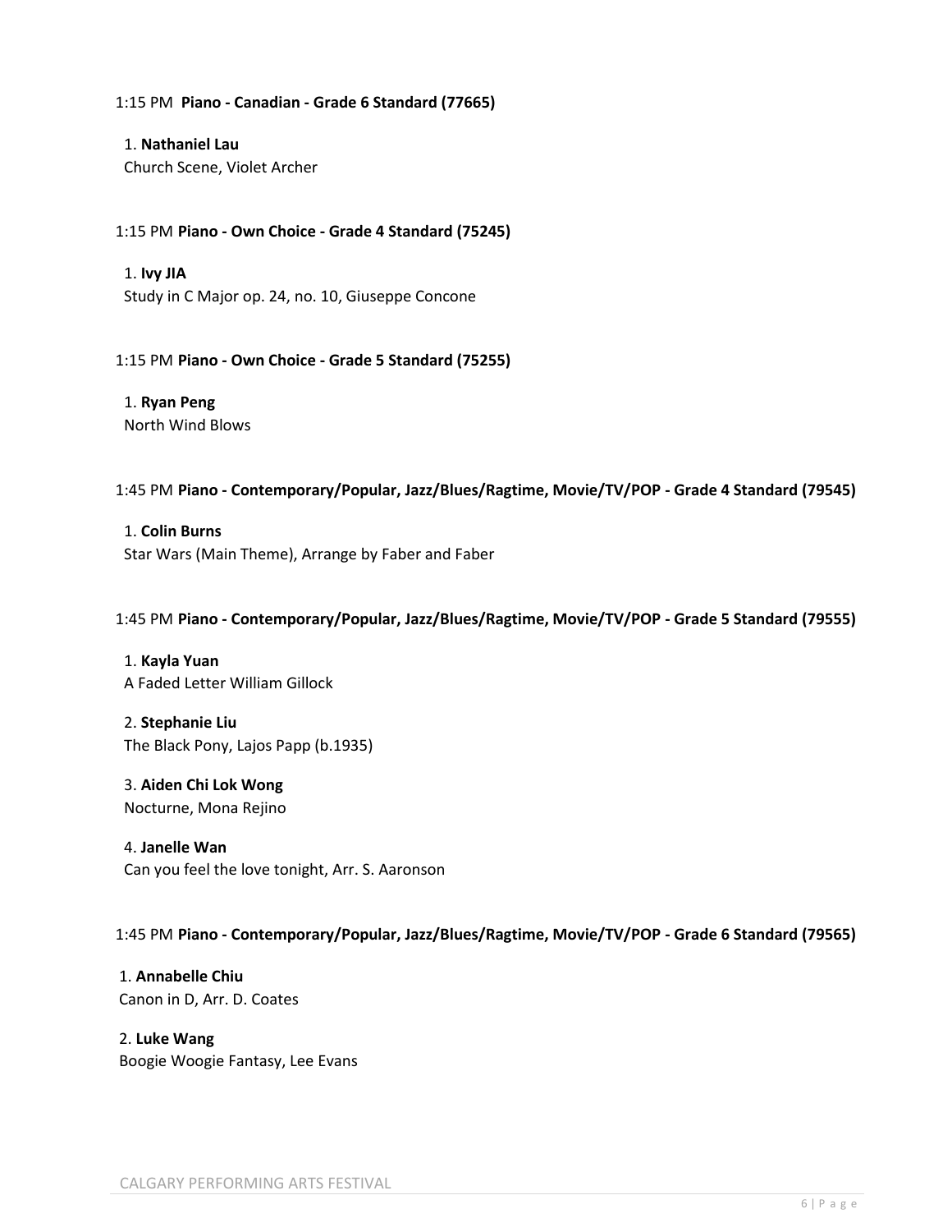1:15 PM **Piano - Canadian - Grade 6 Standard (77665)**

1. **Nathaniel Lau**
Church Scene, Violet Archer

1:15 PM **Piano - Own Choice - Grade 4 Standard (75245)**

1. **Ivy JIA**
Study in C Major op. 24, no. 10, Giuseppe Concone

1:15 PM **Piano - Own Choice - Grade 5 Standard (75255)**

1. **Ryan Peng**
North Wind Blows

1:45 PM **Piano - Contemporary/Popular, Jazz/Blues/Ragtime, Movie/TV/POP - Grade 4 Standard (79545)**

1. **Colin Burns**
Star Wars (Main Theme), Arrange by Faber and Faber

1:45 PM **Piano - Contemporary/Popular, Jazz/Blues/Ragtime, Movie/TV/POP - Grade 5 Standard (79555)**

1. **Kayla Yuan**
A Faded Letter William Gillock

2. **Stephanie Liu**
The Black Pony, Lajos Papp (b.1935)

3. **Aiden Chi Lok Wong**
Nocturne, Mona Rejino

4. **Janelle Wan**
Can you feel the love tonight, Arr. S. Aaronson

1:45 PM **Piano - Contemporary/Popular, Jazz/Blues/Ragtime, Movie/TV/POP - Grade 6 Standard (79565)**

1. **Annabelle Chiu**
Canon in D, Arr. D. Coates

2. **Luke Wang**
Boogie Woogie Fantasy, Lee Evans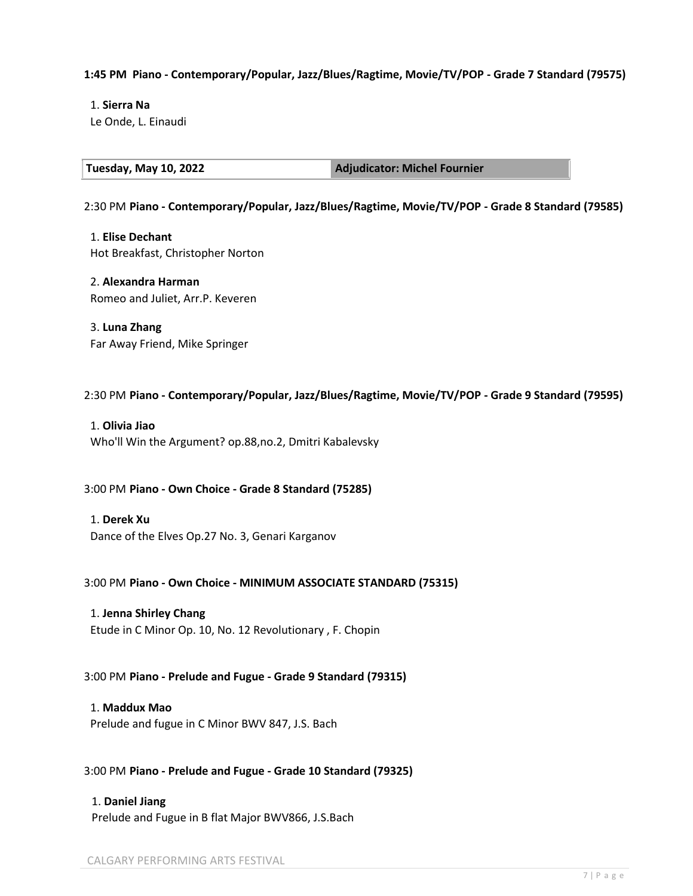**1:45 PM Piano - Contemporary/Popular, Jazz/Blues/Ragtime, Movie/TV/POP - Grade 7 Standard (79575)**

1. **Sierra Na**
Le Onde, L. Einaudi

| **Tuesday, May 10, 2022** | **Adjudicator: Michel Fournier** |
|---|---|

2:30 PM **Piano - Contemporary/Popular, Jazz/Blues/Ragtime, Movie/TV/POP - Grade 8 Standard (79585)**

1. **Elise Dechant**
Hot Breakfast, Christopher Norton

2. **Alexandra Harman**
Romeo and Juliet, Arr.P. Keveren

3. **Luna Zhang**
Far Away Friend, Mike Springer

2:30 PM **Piano - Contemporary/Popular, Jazz/Blues/Ragtime, Movie/TV/POP - Grade 9 Standard (79595)**

1. **Olivia Jiao**
Who'll Win the Argument? op.88,no.2, Dmitri Kabalevsky

3:00 PM **Piano - Own Choice - Grade 8 Standard (75285)**

1. **Derek Xu**
Dance of the Elves Op.27 No. 3, Genari Karganov

3:00 PM **Piano - Own Choice - MINIMUM ASSOCIATE STANDARD (75315)**

1. **Jenna Shirley Chang**
Etude in C Minor Op. 10, No. 12 Revolutionary , F. Chopin

3:00 PM **Piano - Prelude and Fugue - Grade 9 Standard (79315)**

1. **Maddux Mao**
Prelude and fugue in C Minor BWV 847, J.S. Bach

3:00 PM **Piano - Prelude and Fugue - Grade 10 Standard (79325)**

1. **Daniel Jiang**
Prelude and Fugue in B flat Major BWV866, J.S.Bach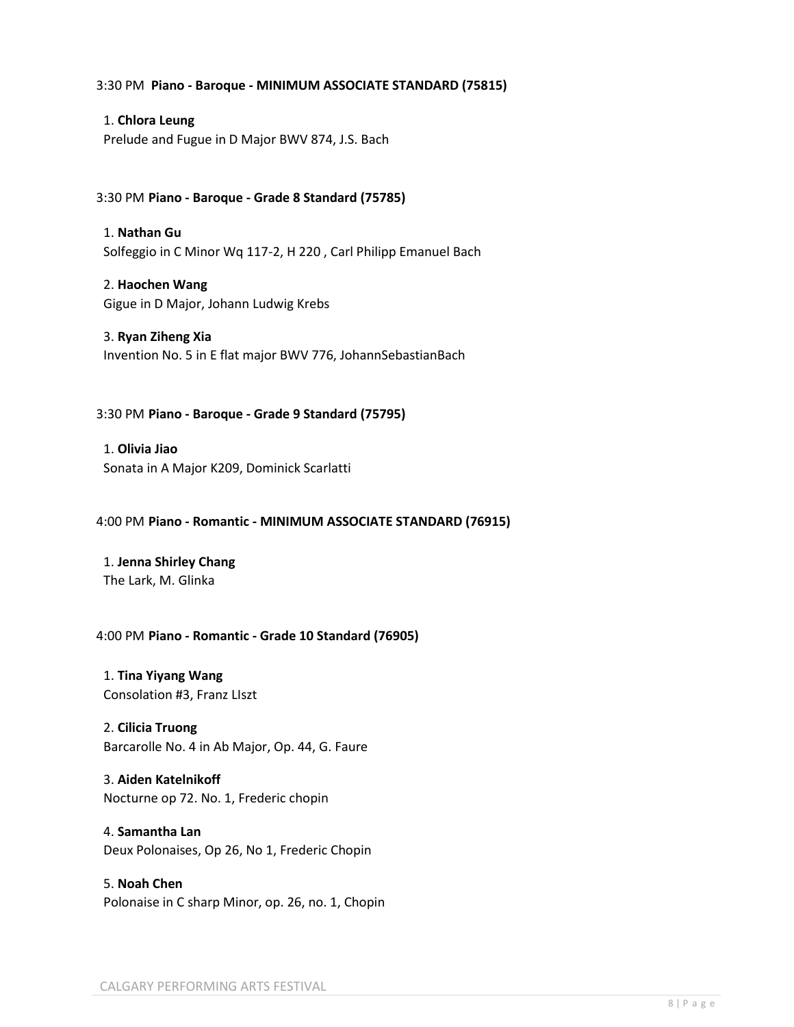3:30 PM **Piano - Baroque - MINIMUM ASSOCIATE STANDARD (75815)**

1. **Chlora Leung**
Prelude and Fugue in D Major BWV 874, J.S. Bach

3:30 PM **Piano - Baroque - Grade 8 Standard (75785)**

1. **Nathan Gu**
Solfeggio in C Minor Wq 117-2, H 220 , Carl Philipp Emanuel Bach

2. **Haochen Wang**
Gigue in D Major, Johann Ludwig Krebs

3. **Ryan Ziheng Xia**
Invention No. 5 in E flat major BWV 776, JohannSebastianBach

3:30 PM **Piano - Baroque - Grade 9 Standard (75795)**

1. **Olivia Jiao**
Sonata in A Major K209, Dominick Scarlatti

4:00 PM **Piano - Romantic - MINIMUM ASSOCIATE STANDARD (76915)**

1. **Jenna Shirley Chang**
The Lark, M. Glinka

4:00 PM **Piano - Romantic - Grade 10 Standard (76905)**

1. **Tina Yiyang Wang**
Consolation #3, Franz LIszt

2. **Cilicia Truong**
Barcarolle No. 4 in Ab Major, Op. 44, G. Faure

3. **Aiden Katelnikoff**
Nocturne op 72. No. 1, Frederic chopin

4. **Samantha Lan**
Deux Polonaises, Op 26, No 1, Frederic Chopin

5. **Noah Chen**
Polonaise in C sharp Minor, op. 26, no. 1, Chopin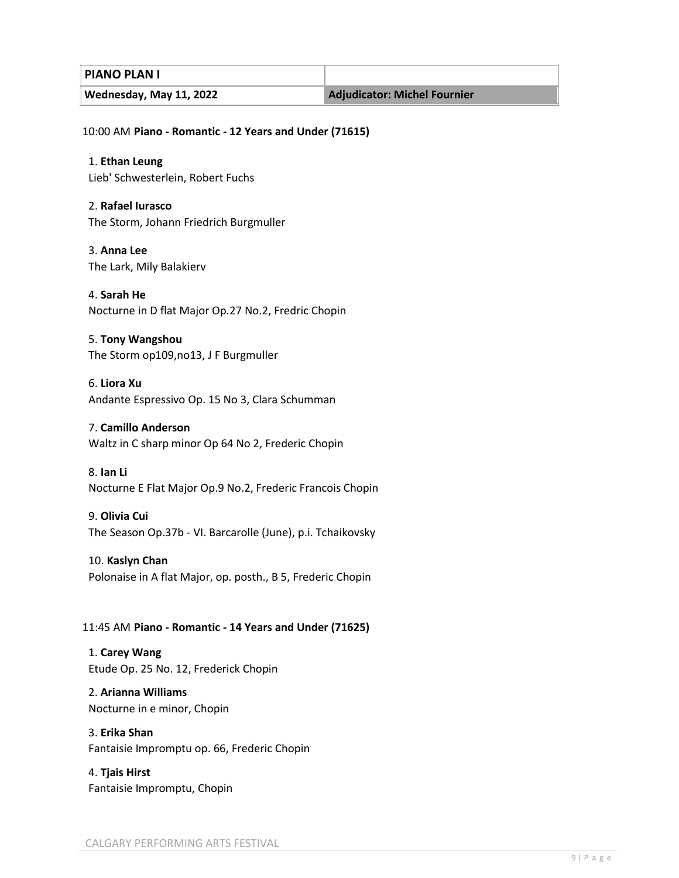| PIANO PLAN I | |
| --- | --- |
| **Wednesday, May 11, 2022** | **Adjudicator: Michel Fournier** |

10:00 AM **Piano - Romantic - 12 Years and Under (71615)**

1. **Ethan Leung**
Lieb' Schwesterlein, Robert Fuchs

2. **Rafael Iurasco**
The Storm, Johann Friedrich Burgmuller

3. **Anna Lee**
The Lark, Mily Balakierv

4. **Sarah He**
Nocturne in D flat Major Op.27 No.2, Fredric Chopin

5. **Tony Wangshou**
The Storm op109,no13, J F Burgmuller

6. **Liora Xu**
Andante Espressivo Op. 15 No 3, Clara Schumman

7. **Camillo Anderson**
Waltz in C sharp minor Op 64 No 2, Frederic Chopin

8. **Ian Li**
Nocturne E Flat Major Op.9 No.2, Frederic Francois Chopin

9. **Olivia Cui**
The Season Op.37b - VI. Barcarolle (June), p.i. Tchaikovsky

10. **Kaslyn Chan**
Polonaise in A flat Major, op. posth., B 5, Frederic Chopin

11:45 AM **Piano - Romantic - 14 Years and Under (71625)**

1. **Carey Wang**
Etude Op. 25 No. 12, Frederick Chopin

2. **Arianna Williams**
Nocturne in e minor, Chopin

3. **Erika Shan**
Fantaisie Impromptu op. 66, Frederic Chopin

4. **Tjais Hirst**
Fantaisie Impromptu, Chopin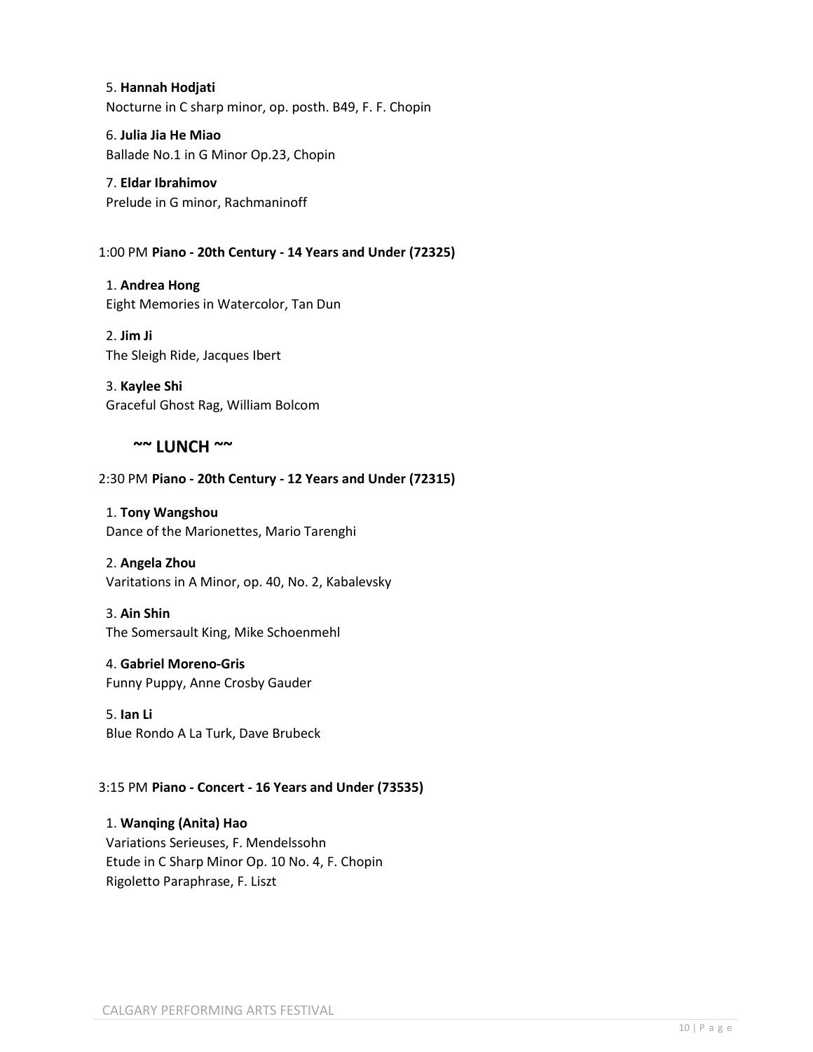5. **Hannah Hodjati**
Nocturne in C sharp minor, op. posth. B49, F. F. Chopin

6. **Julia Jia He Miao**
Ballade No.1 in G Minor Op.23, Chopin

7. **Eldar Ibrahimov**
Prelude in G minor, Rachmaninoff

1:00 PM **Piano - 20th Century - 14 Years and Under (72325)**

1. **Andrea Hong**
Eight Memories in Watercolor, Tan Dun

2. **Jim Ji**
The Sleigh Ride, Jacques Ibert

3. **Kaylee Shi**
Graceful Ghost Rag, William Bolcom

## ~~ LUNCH ~~

2:30 PM **Piano - 20th Century - 12 Years and Under (72315)**

1. **Tony Wangshou**
Dance of the Marionettes, Mario Tarenghi

2. **Angela Zhou**
Varitations in A Minor, op. 40, No. 2, Kabalevsky

3. **Ain Shin**
The Somersault King, Mike Schoenmehl

4. **Gabriel Moreno-Gris**
Funny Puppy, Anne Crosby Gauder

5. **Ian Li**
Blue Rondo A La Turk, Dave Brubeck

3:15 PM **Piano - Concert - 16 Years and Under (73535)**

1. **Wanqing (Anita) Hao**
Variations Serieuses, F. Mendelssohn
Etude in C Sharp Minor Op. 10 No. 4, F. Chopin
Rigoletto Paraphrase, F. Liszt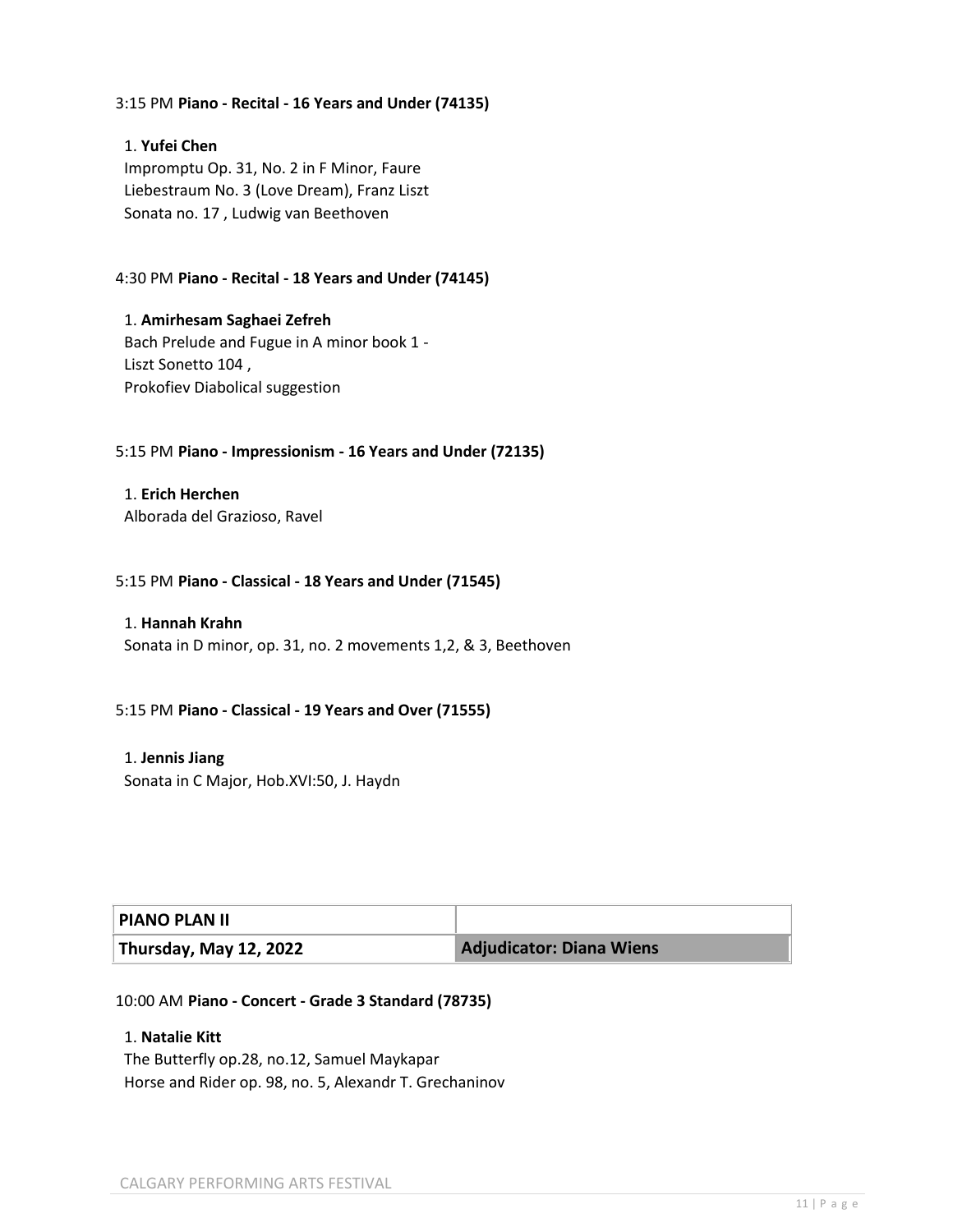3:15 PM **Piano - Recital - 16 Years and Under (74135)**

1. **Yufei Chen**
Impromptu Op. 31, No. 2 in F Minor, Faure
Liebestraum No. 3 (Love Dream), Franz Liszt
Sonata no. 17 , Ludwig van Beethoven

4:30 PM **Piano - Recital - 18 Years and Under (74145)**

1. **Amirhesam Saghaei Zefreh**
Bach Prelude and Fugue in A minor book 1 -
Liszt Sonetto 104 ,
Prokofiev Diabolical suggestion

5:15 PM **Piano - Impressionism - 16 Years and Under (72135)**

1. **Erich Herchen**
Alborada del Grazioso, Ravel

5:15 PM **Piano - Classical - 18 Years and Under (71545)**

1. **Hannah Krahn**
Sonata in D minor, op. 31, no. 2 movements 1,2, & 3, Beethoven

5:15 PM **Piano - Classical - 19 Years and Over (71555)**

1. **Jennis Jiang**
Sonata in C Major, Hob.XVI:50, J. Haydn

| **PIANO PLAN II** | |
|---|---|
| **Thursday, May 12, 2022** | **Adjudicator: Diana Wiens** |

10:00 AM **Piano - Concert - Grade 3 Standard (78735)**

1. **Natalie Kitt**
The Butterfly op.28, no.12, Samuel Maykapar
Horse and Rider op. 98, no. 5, Alexandr T. Grechaninov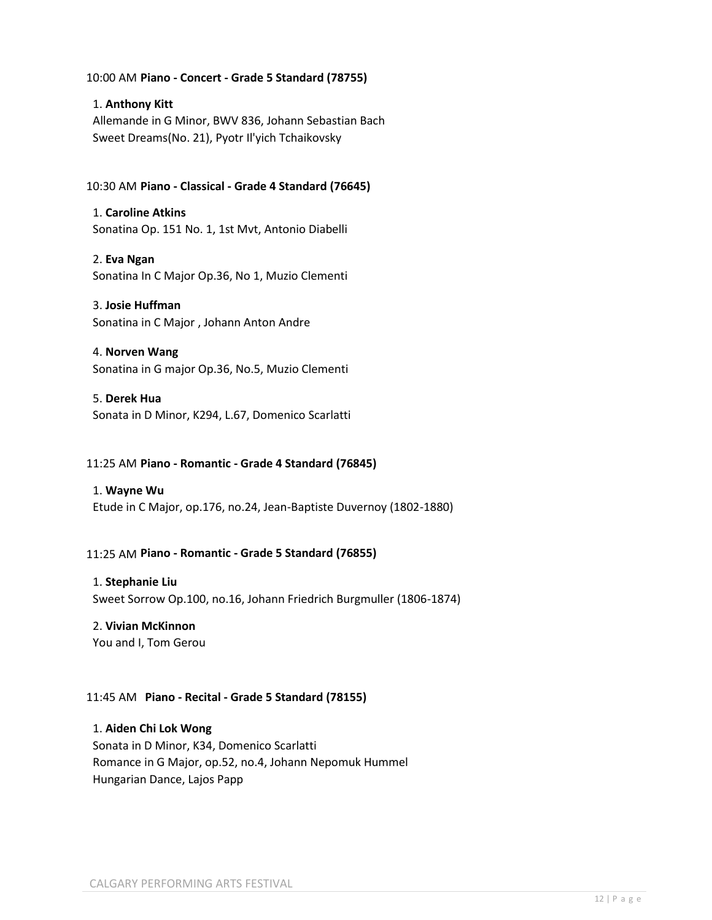10:00 AM **Piano - Concert - Grade 5 Standard (78755)**

1. **Anthony Kitt**
   Allemande in G Minor, BWV 836, Johann Sebastian Bach
   Sweet Dreams(No. 21), Pyotr Il'yich Tchaikovsky

10:30 AM **Piano - Classical - Grade 4 Standard (76645)**

1. **Caroline Atkins**
   Sonatina Op. 151 No. 1, 1st Mvt, Antonio Diabelli

2. **Eva Ngan**
   Sonatina In C Major Op.36, No 1, Muzio Clementi

3. **Josie Huffman**
   Sonatina in C Major , Johann Anton Andre

4. **Norven Wang**
   Sonatina in G major Op.36, No.5, Muzio Clementi

5. **Derek Hua**
   Sonata in D Minor, K294, L.67, Domenico Scarlatti

11:25 AM **Piano - Romantic - Grade 4 Standard (76845)**

1. **Wayne Wu**
   Etude in C Major, op.176, no.24, Jean-Baptiste Duvernoy (1802-1880)

11:25 AM **Piano - Romantic - Grade 5 Standard (76855)**

1. **Stephanie Liu**
   Sweet Sorrow Op.100, no.16, Johann Friedrich Burgmuller (1806-1874)

2. **Vivian McKinnon**
   You and I, Tom Gerou

11:45 AM **Piano - Recital - Grade 5 Standard (78155)**

1. **Aiden Chi Lok Wong**
   Sonata in D Minor, K34, Domenico Scarlatti
   Romance in G Major, op.52, no.4, Johann Nepomuk Hummel
   Hungarian Dance, Lajos Papp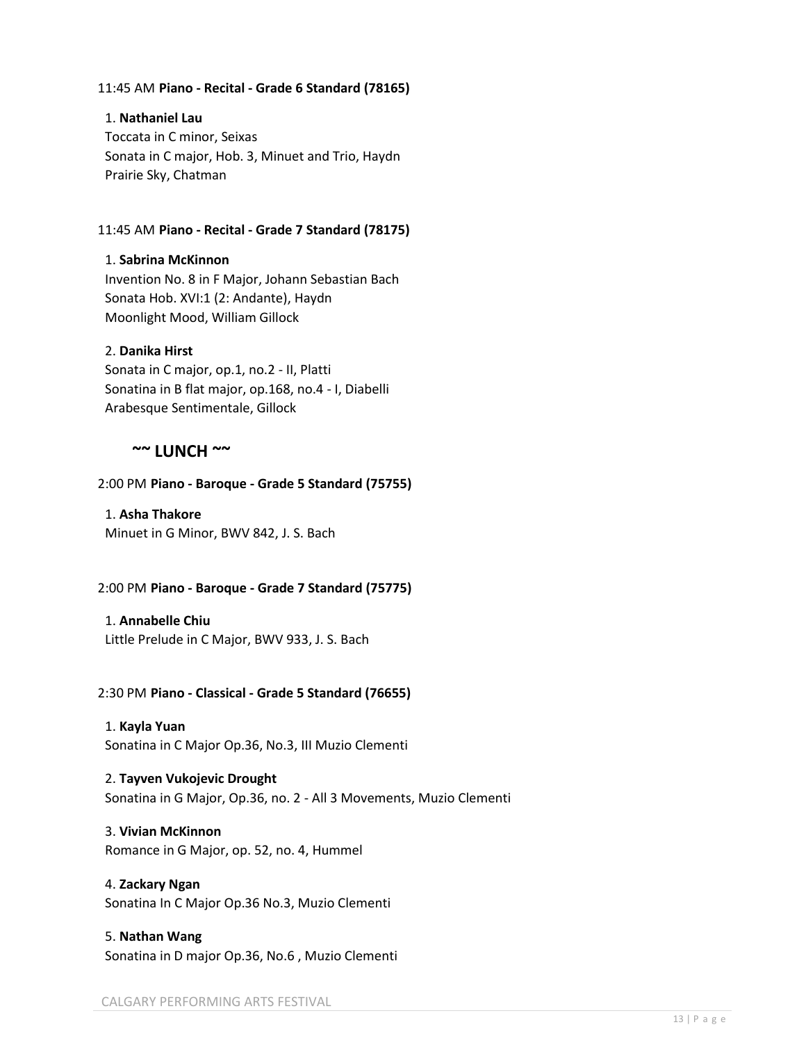11:45 AM **Piano - Recital - Grade 6 Standard (78165)**

1. **Nathaniel Lau**
   Toccata in C minor, Seixas
   Sonata in C major, Hob. 3, Minuet and Trio, Haydn
   Prairie Sky, Chatman

11:45 AM **Piano - Recital - Grade 7 Standard (78175)**

1. **Sabrina McKinnon**
   Invention No. 8 in F Major, Johann Sebastian Bach
   Sonata Hob. XVI:1 (2: Andante), Haydn
   Moonlight Mood, William Gillock

2. **Danika Hirst**
   Sonata in C major, op.1, no.2 - II, Platti
   Sonatina in B flat major, op.168, no.4 - I, Diabelli
   Arabesque Sentimentale, Gillock

**~~ LUNCH ~~**

2:00 PM **Piano - Baroque - Grade 5 Standard (75755)**

1. **Asha Thakore**
   Minuet in G Minor, BWV 842, J. S. Bach

2:00 PM **Piano - Baroque - Grade 7 Standard (75775)**

1. **Annabelle Chiu**
   Little Prelude in C Major, BWV 933, J. S. Bach

2:30 PM **Piano - Classical - Grade 5 Standard (76655)**

1. **Kayla Yuan**
   Sonatina in C Major Op.36, No.3, III Muzio Clementi

2. **Tayven Vukojevic Drought**
   Sonatina in G Major, Op.36, no. 2 - All 3 Movements, Muzio Clementi

3. **Vivian McKinnon**
   Romance in G Major, op. 52, no. 4, Hummel

4. **Zackary Ngan**
   Sonatina In C Major Op.36 No.3, Muzio Clementi

5. **Nathan Wang**
   Sonatina in D major Op.36, No.6 , Muzio Clementi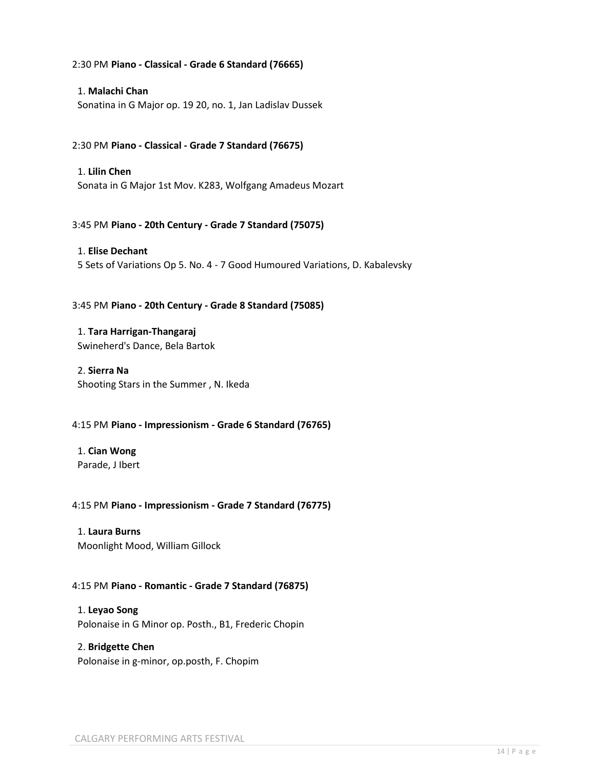2:30 PM **Piano - Classical - Grade 6 Standard (76665)**

1. **Malachi Chan**
Sonatina in G Major op. 19 20, no. 1, Jan Ladislav Dussek

2:30 PM **Piano - Classical - Grade 7 Standard (76675)**

1. **Lilin Chen**
Sonata in G Major 1st Mov. K283, Wolfgang Amadeus Mozart

3:45 PM **Piano - 20th Century - Grade 7 Standard (75075)**

1. **Elise Dechant**
5 Sets of Variations Op 5. No. 4 - 7 Good Humoured Variations, D. Kabalevsky

3:45 PM **Piano - 20th Century - Grade 8 Standard (75085)**

1. **Tara Harrigan-Thangaraj**
Swineherd's Dance, Bela Bartok

2. **Sierra Na**
Shooting Stars in the Summer , N. Ikeda

4:15 PM **Piano - Impressionism - Grade 6 Standard (76765)**

1. **Cian Wong**
Parade, J Ibert

4:15 PM **Piano - Impressionism - Grade 7 Standard (76775)**

1. **Laura Burns**
Moonlight Mood, William Gillock

4:15 PM **Piano - Romantic - Grade 7 Standard (76875)**

1. **Leyao Song**
Polonaise in G Minor op. Posth., B1, Frederic Chopin

2. **Bridgette Chen**
Polonaise in g-minor, op.posth, F. Chopim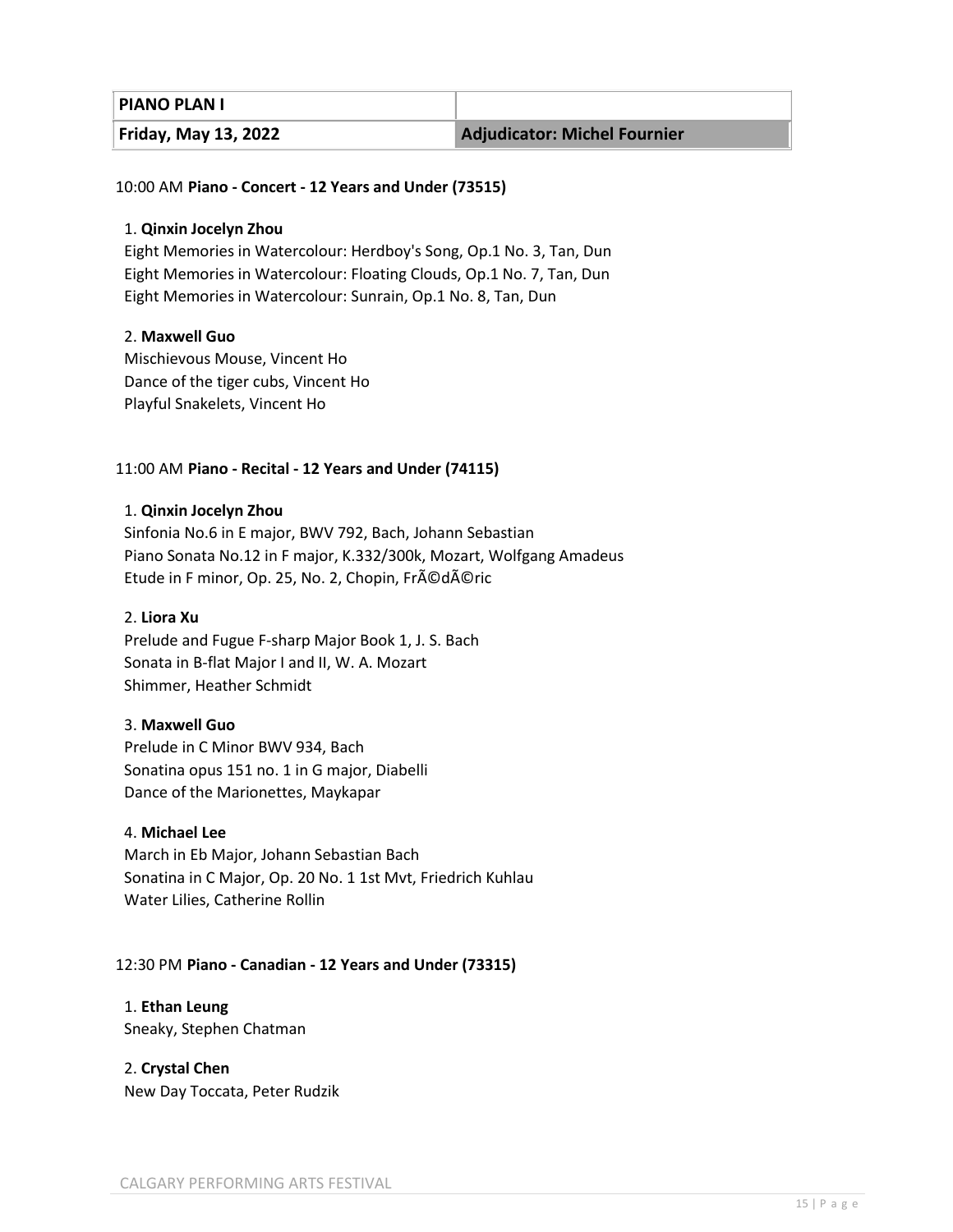| PIANO PLAN I | |
|---|---|
| Friday, May 13, 2022 | Adjudicator: Michel Fournier |

10:00 AM **Piano - Concert - 12 Years and Under (73515)**

1. **Qinxin Jocelyn Zhou**
   Eight Memories in Watercolour: Herdboy's Song, Op.1 No. 3, Tan, Dun
   Eight Memories in Watercolour: Floating Clouds, Op.1 No. 7, Tan, Dun
   Eight Memories in Watercolour: Sunrain, Op.1 No. 8, Tan, Dun

2. **Maxwell Guo**
   Mischievous Mouse, Vincent Ho
   Dance of the tiger cubs, Vincent Ho
   Playful Snakelets, Vincent Ho

11:00 AM **Piano - Recital - 12 Years and Under (74115)**

1. **Qinxin Jocelyn Zhou**
   Sinfonia No.6 in E major, BWV 792, Bach, Johann Sebastian
   Piano Sonata No.12 in F major, K.332/300k, Mozart, Wolfgang Amadeus
   Etude in F minor, Op. 25, No. 2, Chopin, FrÃ©dÃ©ric

2. **Liora Xu**
   Prelude and Fugue F-sharp Major Book 1, J. S. Bach
   Sonata in B-flat Major I and II, W. A. Mozart
   Shimmer, Heather Schmidt

3. **Maxwell Guo**
   Prelude in C Minor BWV 934, Bach
   Sonatina opus 151 no. 1 in G major, Diabelli
   Dance of the Marionettes, Maykapar

4. **Michael Lee**
   March in Eb Major, Johann Sebastian Bach
   Sonatina in C Major, Op. 20 No. 1 1st Mvt, Friedrich Kuhlau
   Water Lilies, Catherine Rollin

12:30 PM **Piano - Canadian - 12 Years and Under (73315)**

1. **Ethan Leung**
   Sneaky, Stephen Chatman

2. **Crystal Chen**
   New Day Toccata, Peter Rudzik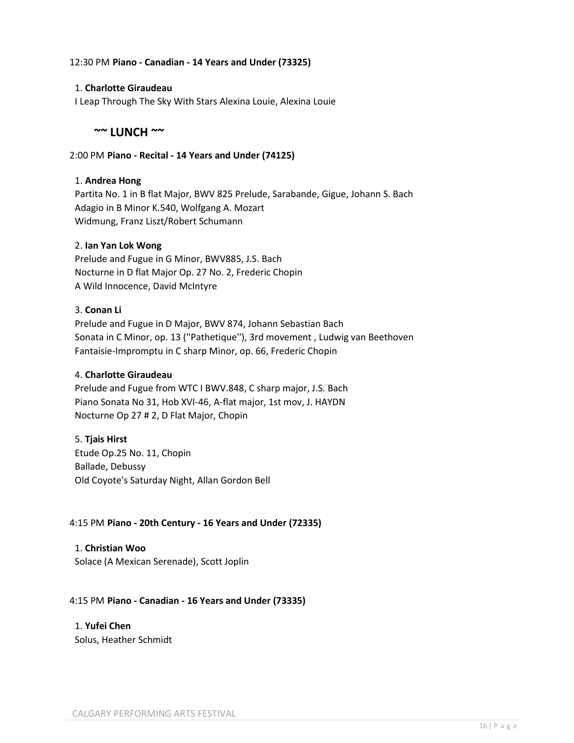12:30 PM **Piano - Canadian - 14 Years and Under (73325)**

1. **Charlotte Giraudeau**
I Leap Through The Sky With Stars Alexina Louie, Alexina Louie

## ~~ LUNCH ~~

2:00 PM **Piano - Recital - 14 Years and Under (74125)**

1. **Andrea Hong**
Partita No. 1 in B flat Major, BWV 825 Prelude, Sarabande, Gigue, Johann S. Bach
Adagio in B Minor K.540, Wolfgang A. Mozart
Widmung, Franz Liszt/Robert Schumann

2. **Ian Yan Lok Wong**
Prelude and Fugue in G Minor, BWV885, J.S. Bach
Nocturne in D flat Major Op. 27 No. 2, Frederic Chopin
A Wild Innocence, David McIntyre

3. **Conan Li**
Prelude and Fugue in D Major, BWV 874, Johann Sebastian Bach
Sonata in C Minor, op. 13 (''Pathetique''), 3rd movement , Ludwig van Beethoven
Fantaisie-Impromptu in C sharp Minor, op. 66, Frederic Chopin

4. **Charlotte Giraudeau**
Prelude and Fugue from WTC I BWV.848, C sharp major, J.S. Bach
Piano Sonata No 31, Hob XVI-46, A-flat major, 1st mov, J. HAYDN
Nocturne Op 27 # 2, D Flat Major, Chopin

5. **Tjais Hirst**
Etude Op.25 No. 11, Chopin
Ballade, Debussy
Old Coyote's Saturday Night, Allan Gordon Bell

4:15 PM **Piano - 20th Century - 16 Years and Under (72335)**

1. **Christian Woo**
Solace (A Mexican Serenade), Scott Joplin

4:15 PM **Piano - Canadian - 16 Years and Under (73335)**

1. **Yufei Chen**
Solus, Heather Schmidt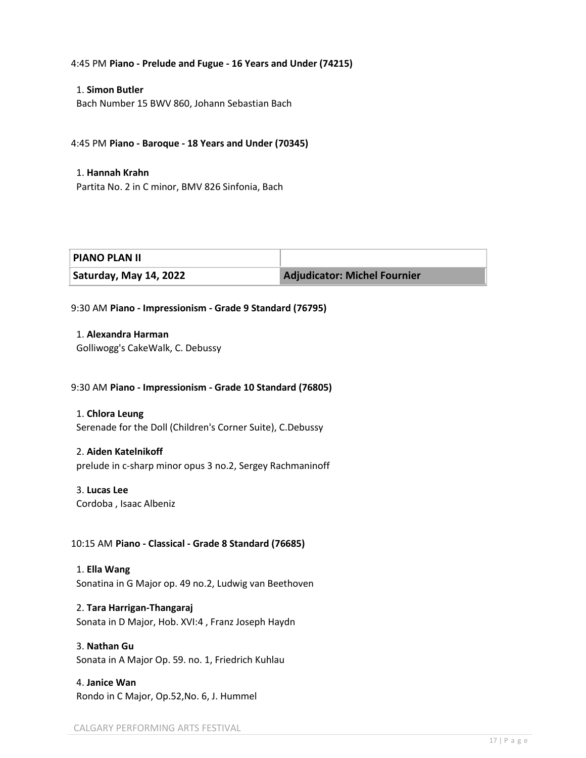4:45 PM **Piano - Prelude and Fugue - 16 Years and Under (74215)**

1. **Simon Butler**
Bach Number 15 BWV 860, Johann Sebastian Bach

4:45 PM **Piano - Baroque - 18 Years and Under (70345)**

1. **Hannah Krahn**
Partita No. 2 in C minor, BMV 826 Sinfonia, Bach

| **PIANO PLAN II** | |
| --- | --- |
| **Saturday, May 14, 2022** | **Adjudicator: Michel Fournier** |

9:30 AM **Piano - Impressionism - Grade 9 Standard (76795)**

1. **Alexandra Harman**
Golliwogg's CakeWalk, C. Debussy

9:30 AM **Piano - Impressionism - Grade 10 Standard (76805)**

1. **Chlora Leung**
Serenade for the Doll (Children's Corner Suite), C.Debussy

2. **Aiden Katelnikoff**
prelude in c-sharp minor opus 3 no.2, Sergey Rachmaninoff

3. **Lucas Lee**
Cordoba , Isaac Albeniz

10:15 AM **Piano - Classical - Grade 8 Standard (76685)**

1. **Ella Wang**
Sonatina in G Major op. 49 no.2, Ludwig van Beethoven

2. **Tara Harrigan-Thangaraj**
Sonata in D Major, Hob. XVI:4 , Franz Joseph Haydn

3. **Nathan Gu**
Sonata in A Major Op. 59. no. 1, Friedrich Kuhlau

4. **Janice Wan**
Rondo in C Major, Op.52,No. 6, J. Hummel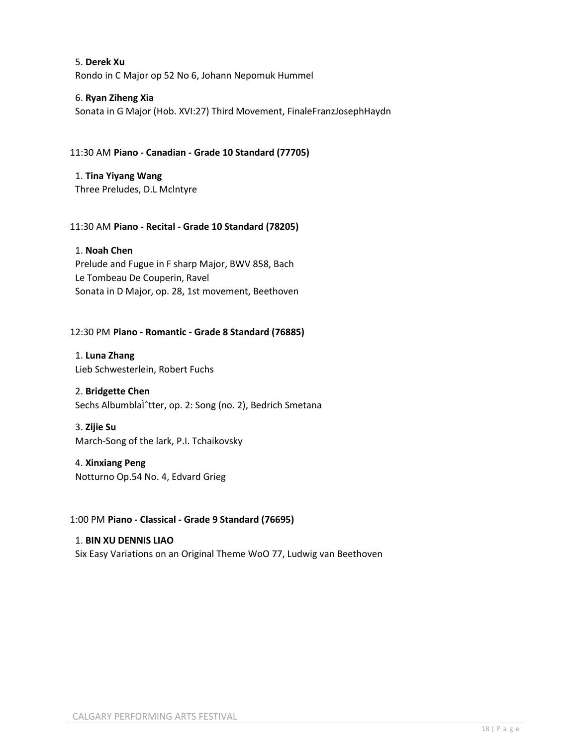5. **Derek Xu**
Rondo in C Major op 52 No 6, Johann Nepomuk Hummel

6. **Ryan Ziheng Xia**
Sonata in G Major (Hob. XVI:27) Third Movement, FinaleFranzJosephHaydn

11:30 AM **Piano - Canadian - Grade 10 Standard (77705)**

1. **Tina Yiyang Wang**
Three Preludes, D.L Mclntyre

11:30 AM **Piano - Recital - Grade 10 Standard (78205)**

1. **Noah Chen**
Prelude and Fugue in F sharp Major, BWV 858, Bach
Le Tombeau De Couperin, Ravel
Sonata in D Major, op. 28, 1st movement, Beethoven

12:30 PM **Piano - Romantic - Grade 8 Standard (76885)**

1. **Luna Zhang**
Lieb Schwesterlein, Robert Fuchs

2. **Bridgette Chen**
Sechs AlbumblaÌˆtter, op. 2: Song (no. 2), Bedrich Smetana

3. **Zijie Su**
March-Song of the lark, P.I. Tchaikovsky

4. **Xinxiang Peng**
Notturno Op.54 No. 4, Edvard Grieg

1:00 PM **Piano - Classical - Grade 9 Standard (76695)**

1. **BIN XU DENNIS LIAO**
Six Easy Variations on an Original Theme WoO 77, Ludwig van Beethoven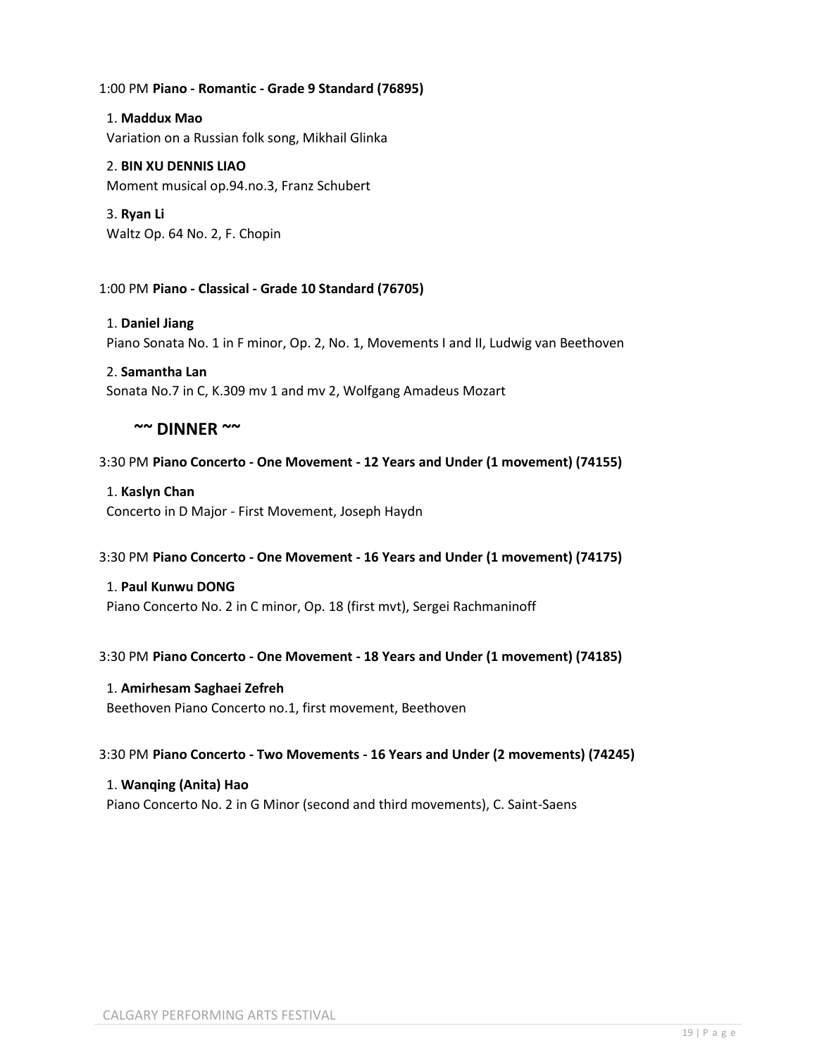1:00 PM **Piano - Romantic - Grade 9 Standard (76895)**

1. **Maddux Mao**
Variation on a Russian folk song, Mikhail Glinka

2. **BIN XU DENNIS LIAO**
Moment musical op.94.no.3, Franz Schubert

3. **Ryan Li**
Waltz Op. 64 No. 2, F. Chopin

1:00 PM **Piano - Classical - Grade 10 Standard (76705)**

1. **Daniel Jiang**
Piano Sonata No. 1 in F minor, Op. 2, No. 1, Movements I and II, Ludwig van Beethoven

2. **Samantha Lan**
Sonata No.7 in C, K.309 mv 1 and mv 2, Wolfgang Amadeus Mozart

## ~~ DINNER ~~

3:30 PM **Piano Concerto - One Movement - 12 Years and Under (1 movement) (74155)**

1. **Kaslyn Chan**
Concerto in D Major - First Movement, Joseph Haydn

3:30 PM **Piano Concerto - One Movement - 16 Years and Under (1 movement) (74175)**

1. **Paul Kunwu DONG**
Piano Concerto No. 2 in C minor, Op. 18 (first mvt), Sergei Rachmaninoff

3:30 PM **Piano Concerto - One Movement - 18 Years and Under (1 movement) (74185)**

1. **Amirhesam Saghaei Zefreh**
Beethoven Piano Concerto no.1, first movement, Beethoven

3:30 PM **Piano Concerto - Two Movements - 16 Years and Under (2 movements) (74245)**

1. **Wanqing (Anita) Hao**
Piano Concerto No. 2 in G Minor (second and third movements), C. Saint-Saens